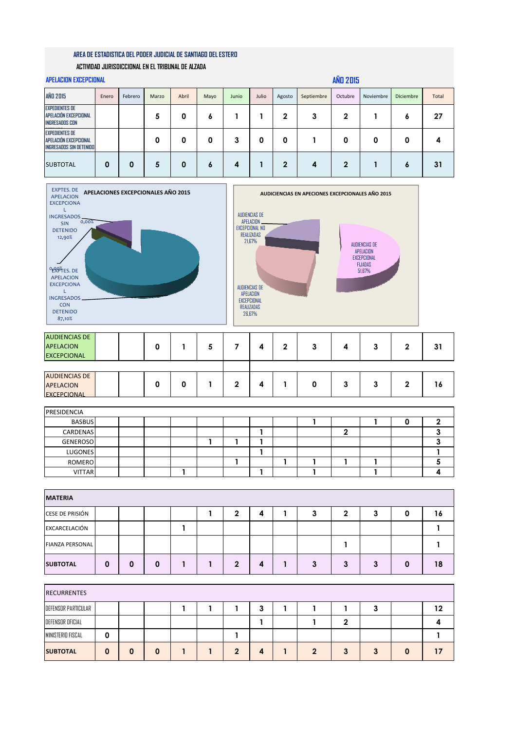**AREA DE ESTADISTICA DEL PODER JUDICIAL DE SANTIAGO DEL ESTERO**

**ACTIVIDAD JURISDICCIONAL EN EL TRIBUNAL DE ALZADA**

**APELACION EXCEPCIONAL** — **AÑO 2015**

| AÑO 2015 | Enero | Febrero | Marzo | Abril | Mayo | Junio | Julio | Agosto | Septiembre | Octubre | Noviembre | Diciembre | Total |
|---|---|---|---|---|---|---|---|---|---|---|---|---|---|
| EXPEDIENTES DE APELACIÓN EXCEPCIONAL INGRESADOS CON DETENIDO | | | 5 | 0 | 6 | 1 | 1 | 2 | 3 | 2 | 1 | 6 | 27 |
| EXPEDIENTES DE APELACIÓN EXCEPCIONAL INGRESADOS SIN DETENIDO | | | 0 | 0 | 0 | 3 | 0 | 0 | 1 | 0 | 0 | 0 | 4 |
| SUBTOTAL | 0 | 0 | 5 | 0 | 6 | 4 | 1 | 2 | 4 | 2 | 1 | 6 | 31 |

**APELACIONES EXCEPCIONALES AÑO 2015**

- EXPTES. DE APELACION EXCEPCIONAL INGRESADOS SIN DETENIDO 12,90%
- EXPTES. DE APELACION EXCEPCIONAL INGRESADOS CON DETENIDO 87,10%
- 0,00%
- 0,00%

**AUDIENCIAS EN APECIONES EXCEPCIONALES AÑO 2015**

- AUDIENCIAS DE APELACION EXCEPCIONAL NO REALIZADAS 21,67%
- AUDIENCIAS DE APELACION EXCEPCIONAL FIJADAS 51,67%
- AUDIENCIAS DE APELACION EXCEPCIONAL REALIZADAS 26,67%

| | Enero | Febrero | Marzo | Abril | Mayo | Junio | Julio | Agosto | Septiembre | Octubre | Noviembre | Diciembre | Total |
|---|---|---|---|---|---|---|---|---|---|---|---|---|---|
| AUDIENCIAS DE APELACION EXCEPCIONAL | | | 0 | 1 | 5 | 7 | 4 | 2 | 3 | 4 | 3 | 2 | 31 |
| AUDIENCIAS DE APELACION EXCEPCIONAL | | | 0 | 0 | 1 | 2 | 4 | 1 | 0 | 3 | 3 | 2 | 16 |

| PRESIDENCIA | Enero | Febrero | Marzo | Abril | Mayo | Junio | Julio | Agosto | Septiembre | Octubre | Noviembre | Diciembre | Total |
|---|---|---|---|---|---|---|---|---|---|---|---|---|---|
| BASBUS | | | | | | | | | 1 | | 1 | 0 | 2 |
| CARDENAS | | | | | | | 1 | | | 2 | | | 3 |
| GENEROSO | | | | | 1 | 1 | 1 | | | | | | 3 |
| LUGONES | | | | | | | 1 | | | | | | 1 |
| ROMERO | | | | | | 1 | | 1 | 1 | 1 | 1 | | 5 |
| VITTAR | | | | 1 | | | 1 | | 1 | | 1 | | 4 |

| MATERIA | Enero | Febrero | Marzo | Abril | Mayo | Junio | Julio | Agosto | Septiembre | Octubre | Noviembre | Diciembre | Total |
|---|---|---|---|---|---|---|---|---|---|---|---|---|---|
| CESE DE PRISIÓN | | | | | 1 | 2 | 4 | 1 | 3 | 2 | 3 | 0 | 16 |
| EXCARCELACIÓN | | | | 1 | | | | | | | | | 1 |
| FIANZA PERSONAL | | | | | | | | | | 1 | | | 1 |
| **SUBTOTAL** | 0 | 0 | 0 | 1 | 1 | 2 | 4 | 1 | 3 | 3 | 3 | 0 | 18 |

| RECURRENTES | Enero | Febrero | Marzo | Abril | Mayo | Junio | Julio | Agosto | Septiembre | Octubre | Noviembre | Diciembre | Total |
|---|---|---|---|---|---|---|---|---|---|---|---|---|---|
| DEFENSOR PARTICULAR | | | | 1 | 1 | 1 | 3 | 1 | 1 | 1 | 3 | | 12 |
| DEFENSOR OFICIAL | | | | | | | 1 | | 1 | 2 | | | 4 |
| MINISTERIO FISCAL | 0 | | | | | 1 | | | | | | | 1 |
| **SUBTOTAL** | 0 | 0 | 0 | 1 | 1 | 2 | 4 | 1 | 2 | 3 | 3 | 0 | 17 |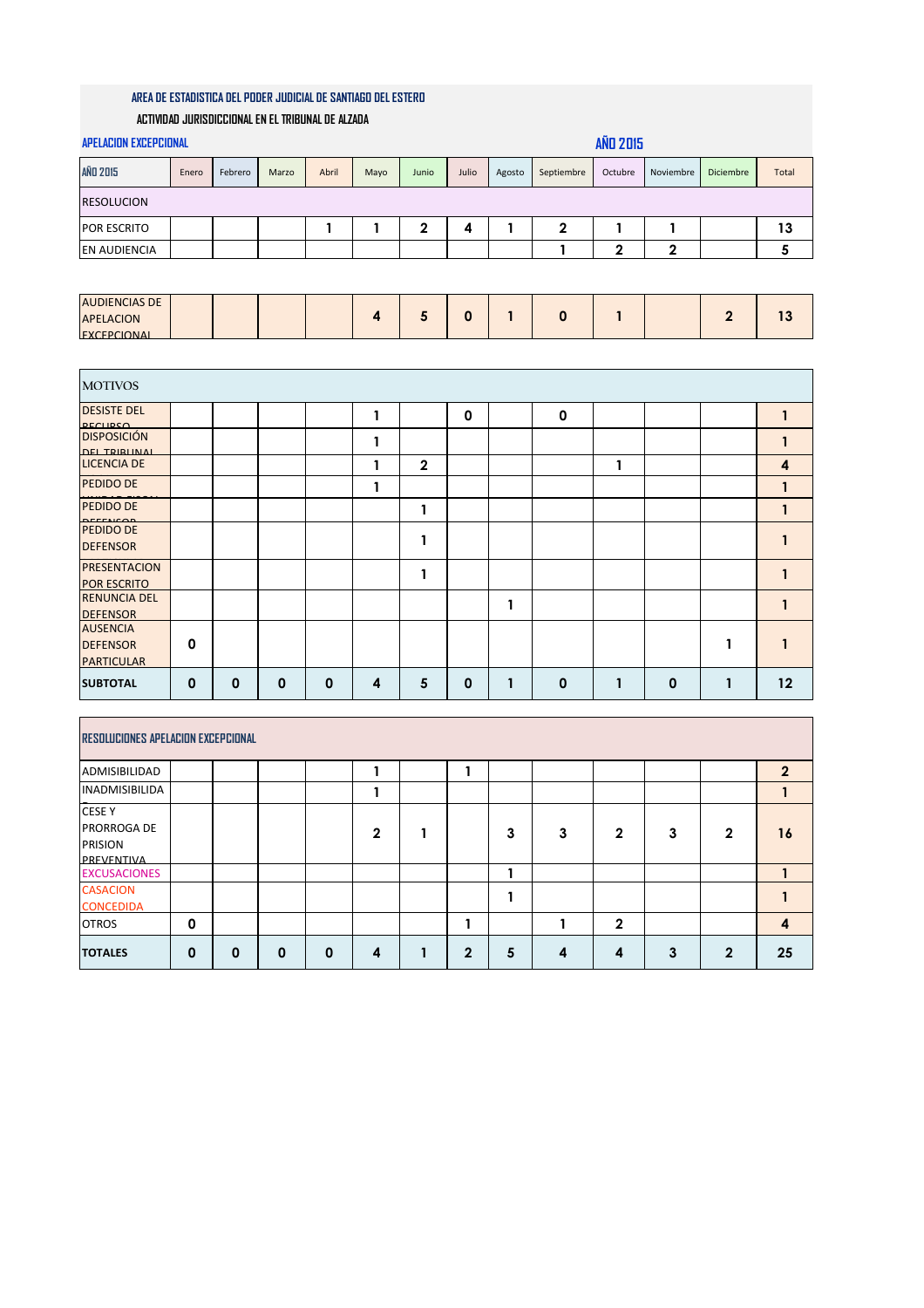AREA DE ESTADISTICA DEL PODER JUDICIAL DE SANTIAGO DEL ESTERO

ACTIVIDAD JURISDICCIONAL EN EL TRIBUNAL DE ALZADA

APELACION EXCEPCIONAL

AÑO 2015

| AÑO 2015 | Enero | Febrero | Marzo | Abril | Mayo | Junio | Julio | Agosto | Septiembre | Octubre | Noviembre | Diciembre | Total |
|---|---|---|---|---|---|---|---|---|---|---|---|---|---|
| RESOLUCION | | | | | | | | | | | | | |
| POR ESCRITO | | | | 1 | 1 | 2 | 4 | 1 | 2 | 1 | 1 | | 13 |
| EN AUDIENCIA | | | | | | | | | 1 | 2 | 2 | | 5 |

| | Enero | Febrero | Marzo | Abril | Mayo | Junio | Julio | Agosto | Septiembre | Octubre | Noviembre | Diciembre | Total |
|---|---|---|---|---|---|---|---|---|---|---|---|---|---|
| AUDIENCIAS DE APELACION EXCEPCIONAL | | | | | 4 | 5 | 0 | 1 | 0 | 1 | | 2 | 13 |

| MOTIVOS | Enero | Febrero | Marzo | Abril | Mayo | Junio | Julio | Agosto | Septiembre | Octubre | Noviembre | Diciembre | Total |
|---|---|---|---|---|---|---|---|---|---|---|---|---|---|
| DESISTE DEL RECURSO | | | | | 1 | | 0 | | 0 | | | | 1 |
| DISPOSICIÓN DEL TRIBUNAL | | | | | 1 | | | | | | | | 1 |
| LICENCIA DE | | | | | 1 | 2 | | | | 1 | | | 4 |
| PEDIDO DE UNIDAD FISCAL | | | | | 1 | | | | | | | | 1 |
| PEDIDO DE DEFENSOR | | | | | | 1 | | | | | | | 1 |
| PEDIDO DE DEFENSOR | | | | | | 1 | | | | | | | 1 |
| PRESENTACION POR ESCRITO | | | | | | 1 | | | | | | | 1 |
| RENUNCIA DEL DEFENSOR | | | | | | | | 1 | | | | | 1 |
| AUSENCIA DEFENSOR PARTICULAR | 0 | | | | | | | | | | | 1 | 1 |
| **SUBTOTAL** | **0** | **0** | **0** | **0** | **4** | **5** | **0** | **1** | **0** | **1** | **0** | **1** | **12** |

| RESOLUCIONES APELACION EXCEPCIONAL | Enero | Febrero | Marzo | Abril | Mayo | Junio | Julio | Agosto | Septiembre | Octubre | Noviembre | Diciembre | Total |
|---|---|---|---|---|---|---|---|---|---|---|---|---|---|
| ADMISIBILIDAD | | | | | 1 | | 1 | | | | | | 2 |
| INADMISIBILIDA | | | | | 1 | | | | | | | | 1 |
| CESE Y PRORROGA DE PRISION PREVENTIVA | | | | | 2 | 1 | | 3 | 3 | 2 | 3 | 2 | 16 |
| EXCUSACIONES | | | | | | | | 1 | | | | | 1 |
| CASACION CONCEDIDA | | | | | | | | 1 | | | | | 1 |
| OTROS | 0 | | | | | | 1 | | 1 | 2 | | | 4 |
| **TOTALES** | **0** | **0** | **0** | **0** | **4** | **1** | **2** | **5** | **4** | **4** | **3** | **2** | **25** |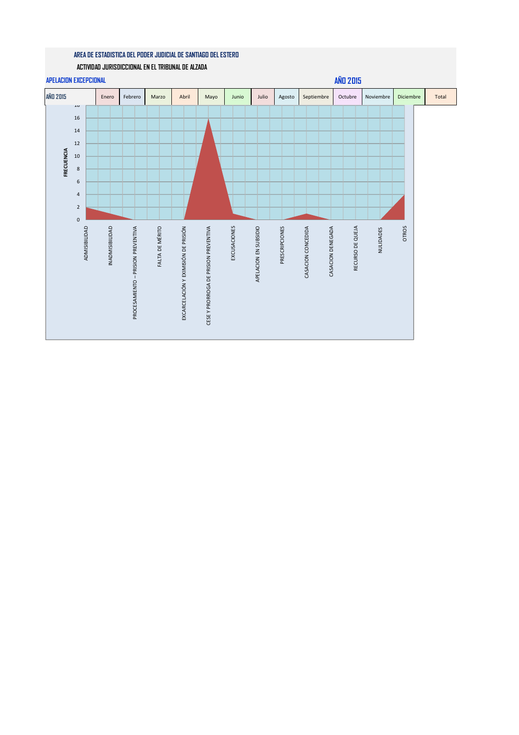AREA DE ESTADISTICA DEL PODER JUDICIAL DE SANTIAGO DEL ESTERO

ACTIVIDAD JURISDICCIONAL EN EL TRIBUNAL DE ALZADA

APELACION EXCEPCIONAL

AÑO 2015

| AÑO 2015 | Enero | Febrero | Marzo | Abril | Mayo | Junio | Julio | Agosto | Septiembre | Octubre | Noviembre | Diciembre | Total |
|---|---|---|---|---|---|---|---|---|---|---|---|---|---|

FRECUENCIA

18
16
14
12
10
8
6
4
2
0

ADMISIBILIDAD
INADMISIBILIDAD
PROCESAMIENTO – PRISION PREVENTIVA
FALTA DE MÉRITO
EXCARCELACIÓN Y EXIMISIÓN DE PRISIÓN
CESE Y PRORROGA DE PRISION PREVENTIVA
EXCUSACIONES
APELACION EN SUBSIDIO
PRESCRIPCIONES
CASACION CONCEDIDA
CASACION DENEGADA
RECURSO DE QUEJA
NULIDADES
OTROS